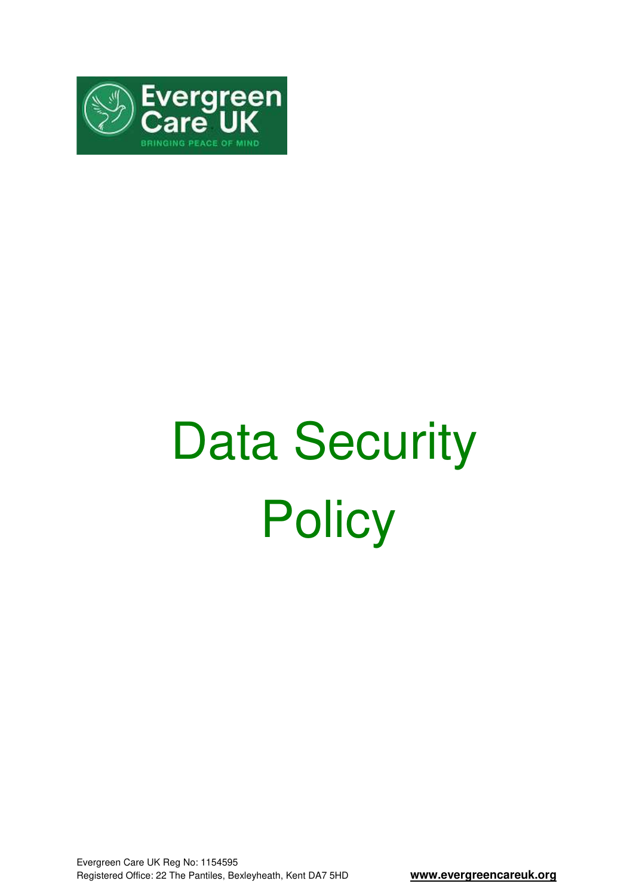# Data Security Policy

Evergreen Care UK Reg No: 1154595
Registered Office: 22 The Pantiles, Bexleyheath, Kent DA7 5HD

**www.evergreencareuk.org**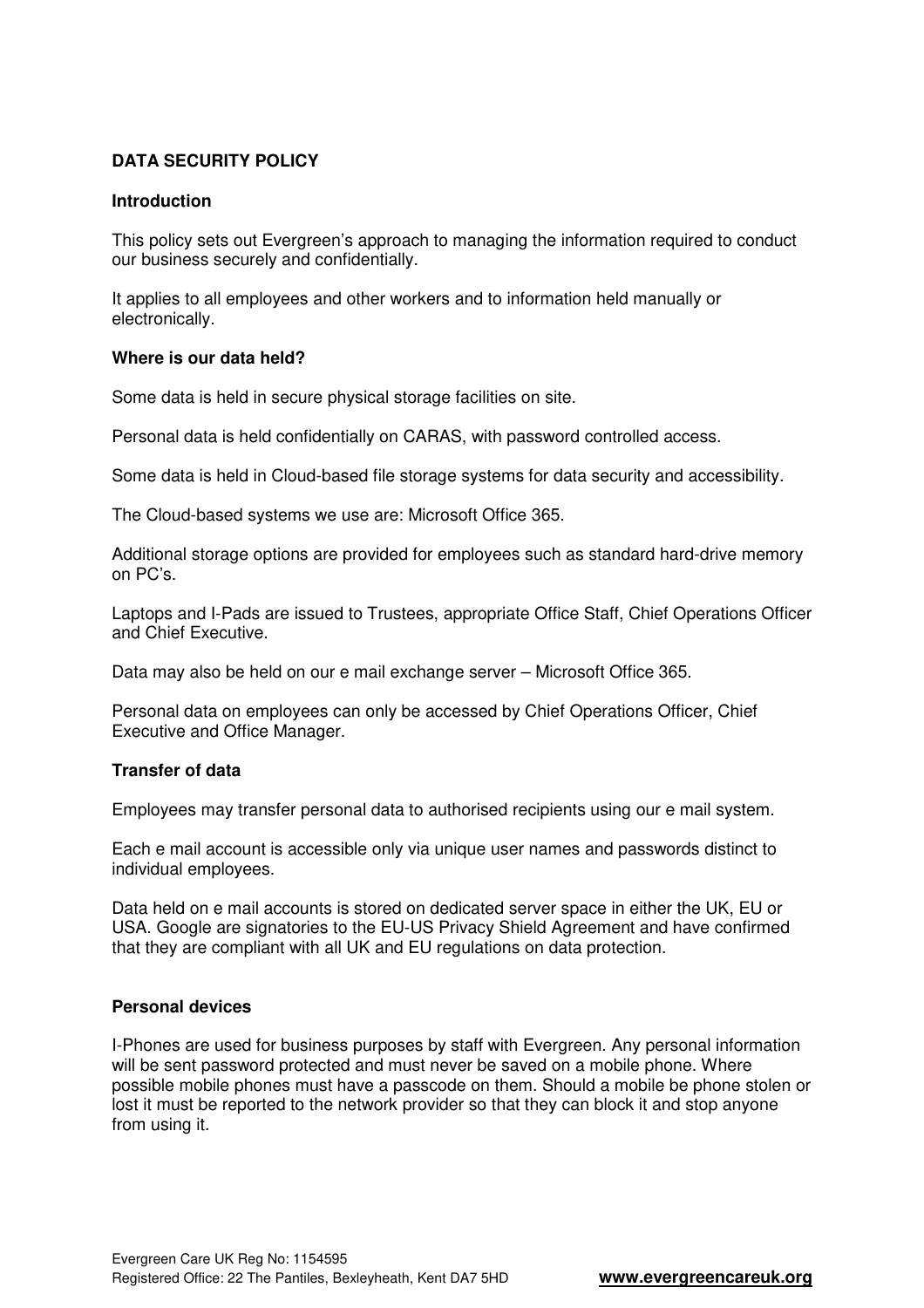## DATA SECURITY POLICY

### Introduction

This policy sets out Evergreen's approach to managing the information required to conduct our business securely and confidentially.

It applies to all employees and other workers and to information held manually or electronically.

### Where is our data held?

Some data is held in secure physical storage facilities on site.

Personal data is held confidentially on CARAS, with password controlled access.

Some data is held in Cloud-based file storage systems for data security and accessibility.

The Cloud-based systems we use are: Microsoft Office 365.

Additional storage options are provided for employees such as standard hard-drive memory on PC's.

Laptops and I-Pads are issued to Trustees, appropriate Office Staff, Chief Operations Officer and Chief Executive.

Data may also be held on our e mail exchange server – Microsoft Office 365.

Personal data on employees can only be accessed by Chief Operations Officer, Chief Executive and Office Manager.

### Transfer of data

Employees may transfer personal data to authorised recipients using our e mail system.

Each e mail account is accessible only via unique user names and passwords distinct to individual employees.

Data held on e mail accounts is stored on dedicated server space in either the UK, EU or USA. Google are signatories to the EU-US Privacy Shield Agreement and have confirmed that they are compliant with all UK and EU regulations on data protection.

### Personal devices

I-Phones are used for business purposes by staff with Evergreen. Any personal information will be sent password protected and must never be saved on a mobile phone. Where possible mobile phones must have a passcode on them. Should a mobile be phone stolen or lost it must be reported to the network provider so that they can block it and stop anyone from using it.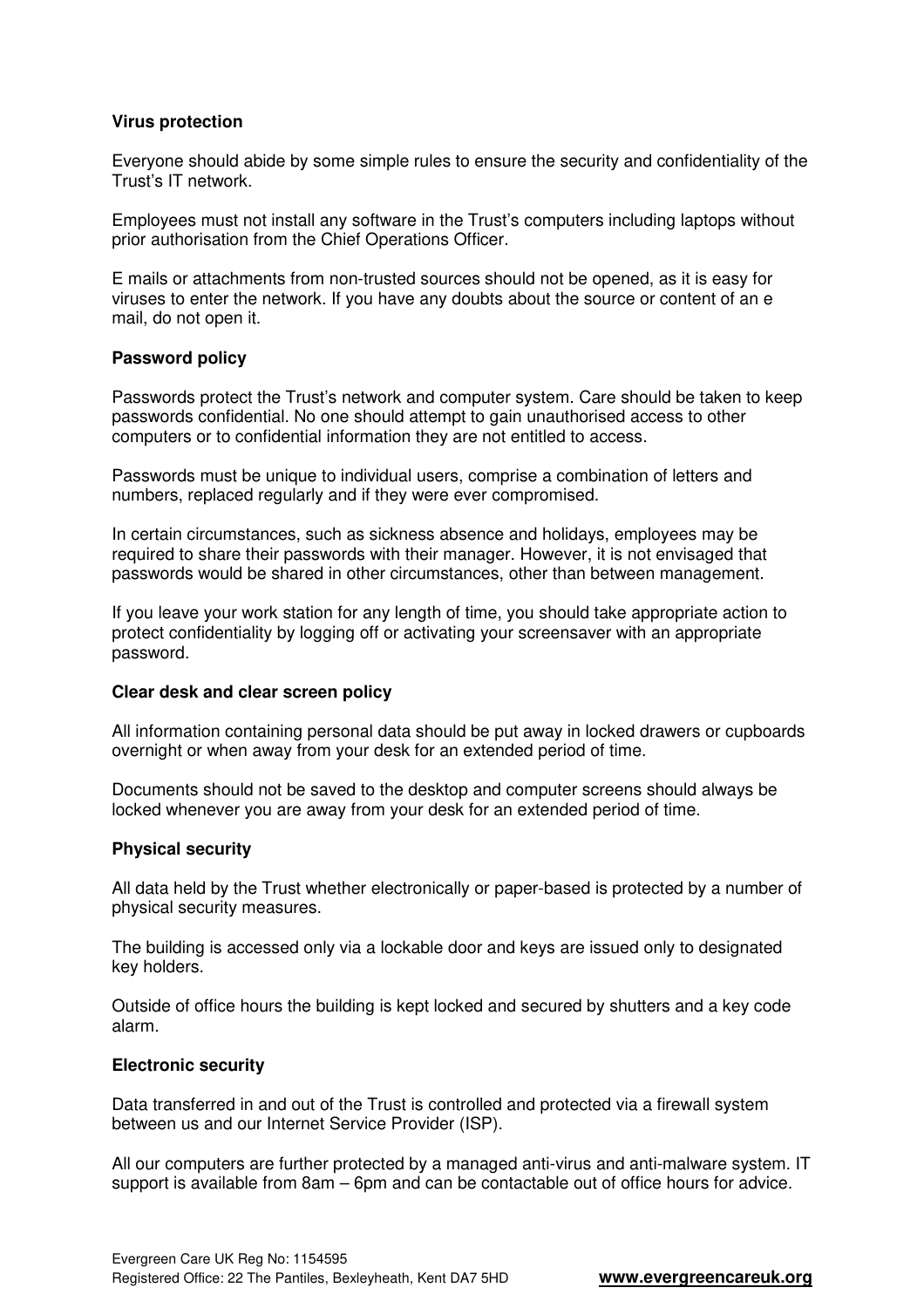**Virus protection**

Everyone should abide by some simple rules to ensure the security and confidentiality of the Trust's IT network.

Employees must not install any software in the Trust's computers including laptops without prior authorisation from the Chief Operations Officer.

E mails or attachments from non-trusted sources should not be opened, as it is easy for viruses to enter the network. If you have any doubts about the source or content of an e mail, do not open it.

**Password policy**

Passwords protect the Trust's network and computer system. Care should be taken to keep passwords confidential. No one should attempt to gain unauthorised access to other computers or to confidential information they are not entitled to access.

Passwords must be unique to individual users, comprise a combination of letters and numbers, replaced regularly and if they were ever compromised.

In certain circumstances, such as sickness absence and holidays, employees may be required to share their passwords with their manager. However, it is not envisaged that passwords would be shared in other circumstances, other than between management.

If you leave your work station for any length of time, you should take appropriate action to protect confidentiality by logging off or activating your screensaver with an appropriate password.

**Clear desk and clear screen policy**

All information containing personal data should be put away in locked drawers or cupboards overnight or when away from your desk for an extended period of time.

Documents should not be saved to the desktop and computer screens should always be locked whenever you are away from your desk for an extended period of time.

**Physical security**

All data held by the Trust whether electronically or paper-based is protected by a number of physical security measures.

The building is accessed only via a lockable door and keys are issued only to designated key holders.

Outside of office hours the building is kept locked and secured by shutters and a key code alarm.

**Electronic security**

Data transferred in and out of the Trust is controlled and protected via a firewall system between us and our Internet Service Provider (ISP).

All our computers are further protected by a managed anti-virus and anti-malware system. IT support is available from 8am – 6pm and can be contactable out of office hours for advice.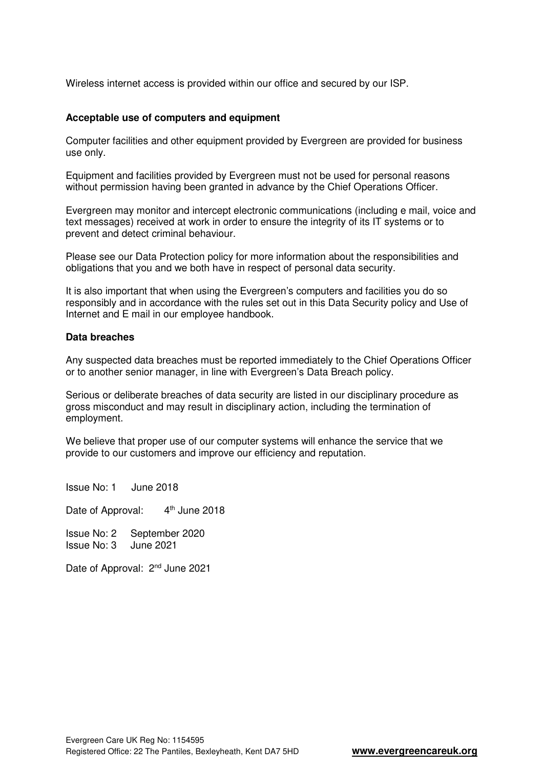Wireless internet access is provided within our office and secured by our ISP.

**Acceptable use of computers and equipment**

Computer facilities and other equipment provided by Evergreen are provided for business use only.

Equipment and facilities provided by Evergreen must not be used for personal reasons without permission having been granted in advance by the Chief Operations Officer.

Evergreen may monitor and intercept electronic communications (including e mail, voice and text messages) received at work in order to ensure the integrity of its IT systems or to prevent and detect criminal behaviour.

Please see our Data Protection policy for more information about the responsibilities and obligations that you and we both have in respect of personal data security.

It is also important that when using the Evergreen's computers and facilities you do so responsibly and in accordance with the rules set out in this Data Security policy and Use of Internet and E mail in our employee handbook.

**Data breaches**

Any suspected data breaches must be reported immediately to the Chief Operations Officer or to another senior manager, in line with Evergreen's Data Breach policy.

Serious or deliberate breaches of data security are listed in our disciplinary procedure as gross misconduct and may result in disciplinary action, including the termination of employment.

We believe that proper use of our computer systems will enhance the service that we provide to our customers and improve our efficiency and reputation.

Issue No: 1 June 2018

Date of Approval: 4th June 2018

Issue No: 2 September 2020
Issue No: 3 June 2021

Date of Approval: 2nd June 2021